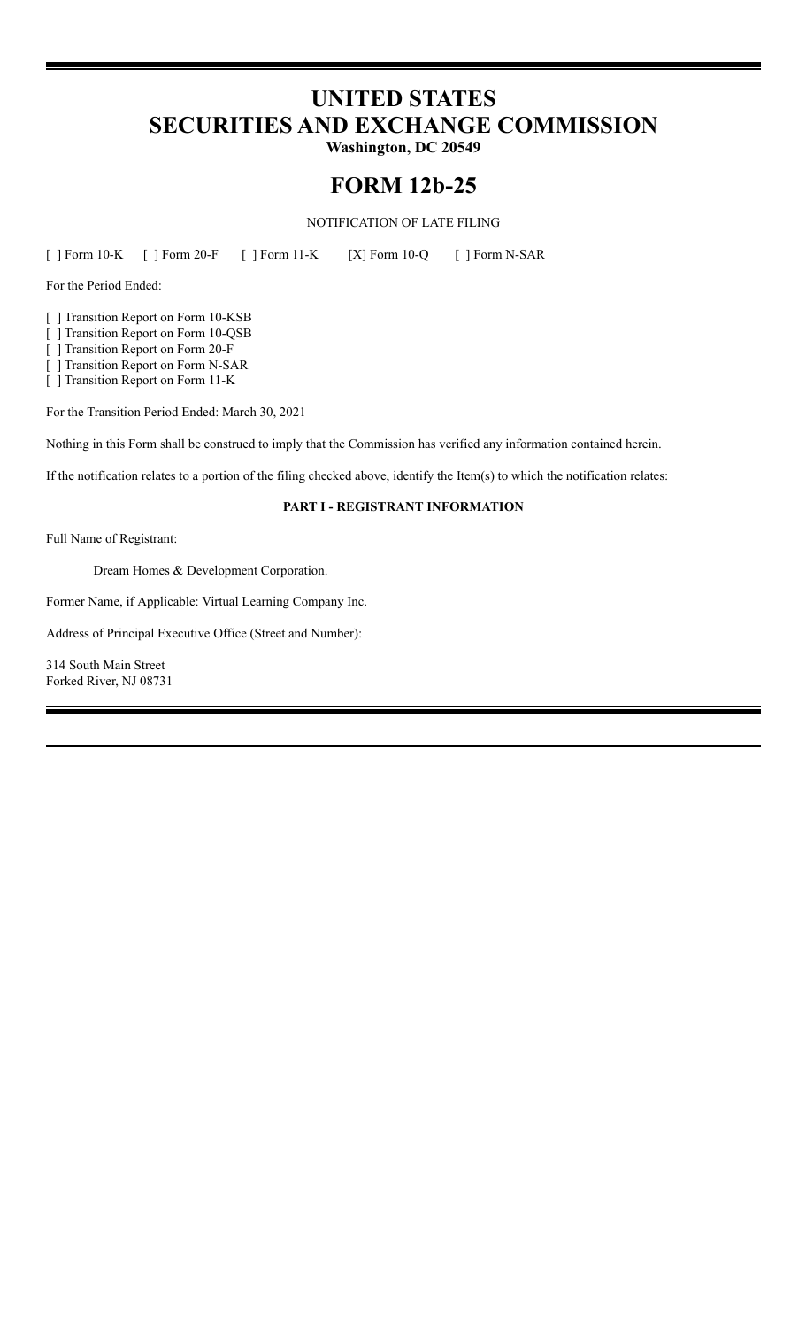# UNITED STATES
# SECURITIES AND EXCHANGE COMMISSION
**Washington, DC 20549**

# FORM 12b-25

NOTIFICATION OF LATE FILING

[ ] Form 10-K [ ] Form 20-F [ ] Form 11-K [X] Form 10-Q [ ] Form N-SAR

For the Period Ended:

[ ] Transition Report on Form 10-KSB
[ ] Transition Report on Form 10-QSB
[ ] Transition Report on Form 20-F
[ ] Transition Report on Form N-SAR
[ ] Transition Report on Form 11-K

For the Transition Period Ended: March 30, 2021

Nothing in this Form shall be construed to imply that the Commission has verified any information contained herein.

If the notification relates to a portion of the filing checked above, identify the Item(s) to which the notification relates:

**PART I - REGISTRANT INFORMATION**

Full Name of Registrant:

Dream Homes & Development Corporation.

Former Name, if Applicable: Virtual Learning Company Inc.

Address of Principal Executive Office (Street and Number):

314 South Main Street
Forked River, NJ 08731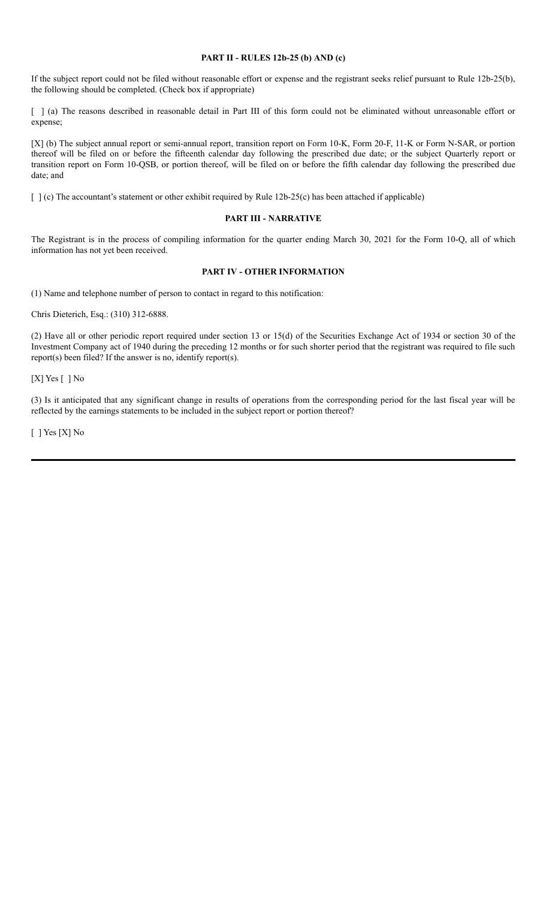## PART II - RULES 12b-25 (b) AND (c)

If the subject report could not be filed without reasonable effort or expense and the registrant seeks relief pursuant to Rule 12b-25(b), the following should be completed. (Check box if appropriate)

[ ] (a) The reasons described in reasonable detail in Part III of this form could not be eliminated without unreasonable effort or expense;

[X] (b) The subject annual report or semi-annual report, transition report on Form 10-K, Form 20-F, 11-K or Form N-SAR, or portion thereof will be filed on or before the fifteenth calendar day following the prescribed due date; or the subject Quarterly report or transition report on Form 10-QSB, or portion thereof, will be filed on or before the fifth calendar day following the prescribed due date; and

[ ] (c) The accountant's statement or other exhibit required by Rule 12b-25(c) has been attached if applicable)

## PART III - NARRATIVE

The Registrant is in the process of compiling information for the quarter ending March 30, 2021 for the Form 10-Q, all of which information has not yet been received.

## PART IV - OTHER INFORMATION

(1) Name and telephone number of person to contact in regard to this notification:

Chris Dieterich, Esq.: (310) 312-6888.

(2) Have all or other periodic report required under section 13 or 15(d) of the Securities Exchange Act of 1934 or section 30 of the Investment Company act of 1940 during the preceding 12 months or for such shorter period that the registrant was required to file such report(s) been filed? If the answer is no, identify report(s).

[X] Yes [ ] No

(3) Is it anticipated that any significant change in results of operations from the corresponding period for the last fiscal year will be reflected by the earnings statements to be included in the subject report or portion thereof?

[ ] Yes [X] No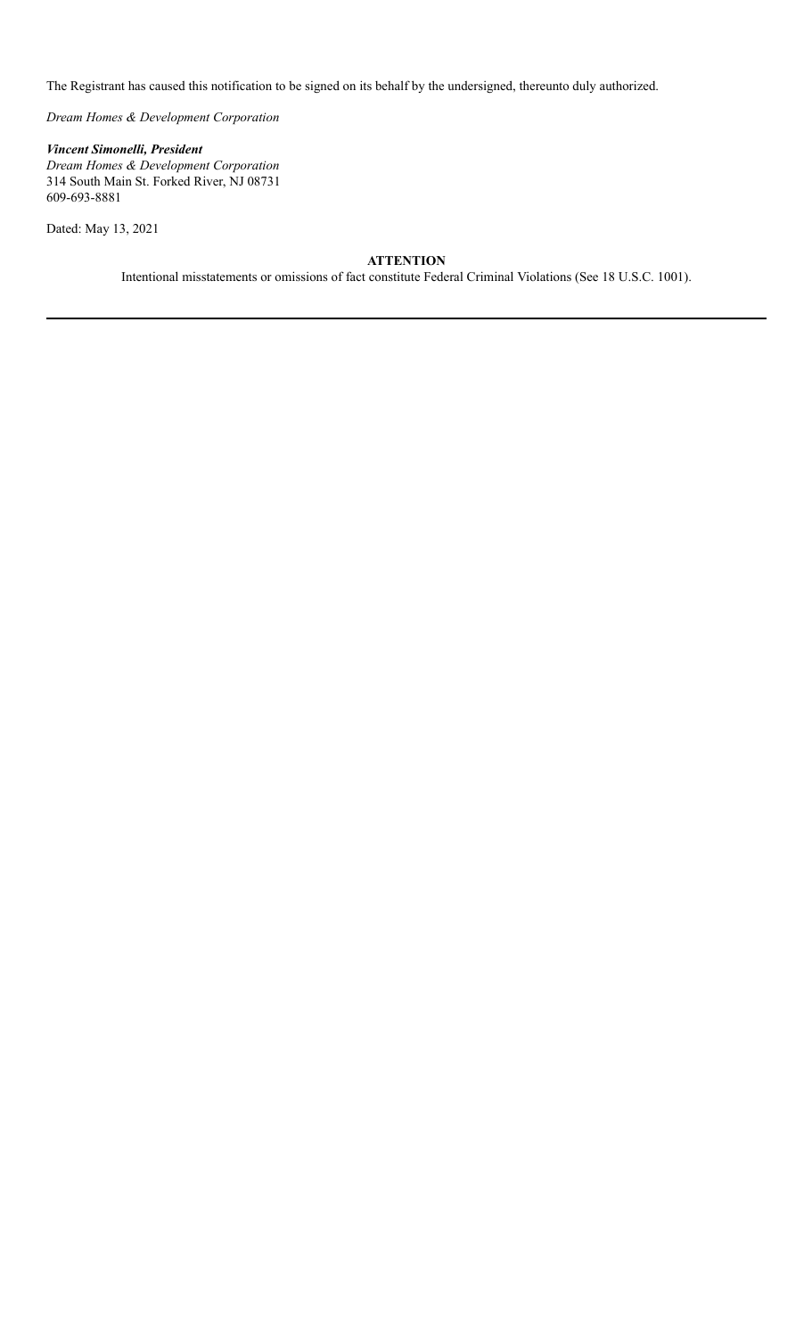The Registrant has caused this notification to be signed on its behalf by the undersigned, thereunto duly authorized.

*Dream Homes & Development Corporation*

***Vincent Simonelli, President***
*Dream Homes & Development Corporation*
314 South Main St. Forked River, NJ 08731
609-693-8881

Dated: May 13, 2021

**ATTENTION**

Intentional misstatements or omissions of fact constitute Federal Criminal Violations (See 18 U.S.C. 1001).